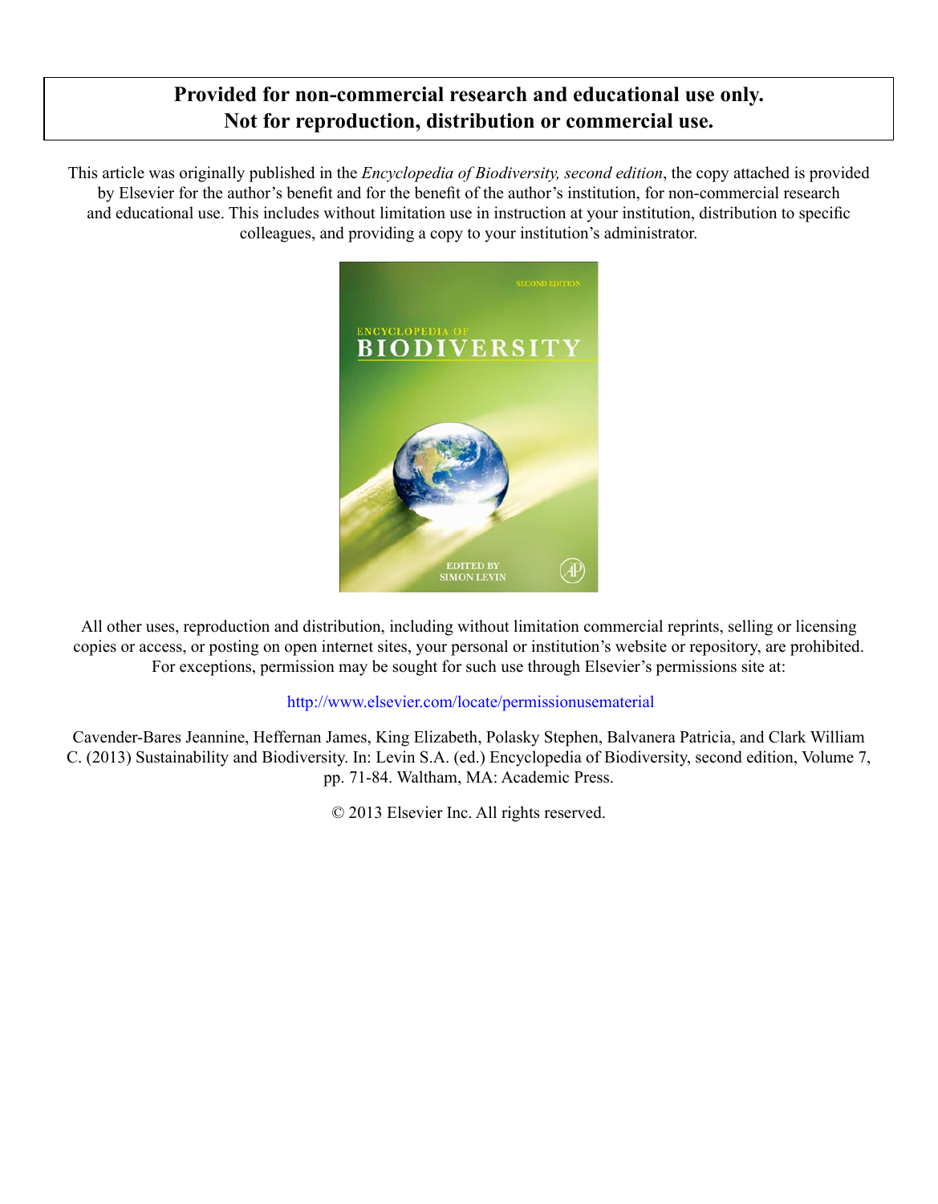**Provided for non-commercial research and educational use only.**
**Not for reproduction, distribution or commercial use.**

This article was originally published in the *Encyclopedia of Biodiversity, second edition*, the copy attached is provided by Elsevier for the author's benefit and for the benefit of the author's institution, for non-commercial research and educational use. This includes without limitation use in instruction at your institution, distribution to specific colleagues, and providing a copy to your institution's administrator.

All other uses, reproduction and distribution, including without limitation commercial reprints, selling or licensing copies or access, or posting on open internet sites, your personal or institution's website or repository, are prohibited. For exceptions, permission may be sought for such use through Elsevier's permissions site at:

http://www.elsevier.com/locate/permissionusematerial

Cavender-Bares Jeannine, Heffernan James, King Elizabeth, Polasky Stephen, Balvanera Patricia, and Clark William C. (2013) Sustainability and Biodiversity. In: Levin S.A. (ed.) Encyclopedia of Biodiversity, second edition, Volume 7, pp. 71-84. Waltham, MA: Academic Press.

© 2013 Elsevier Inc. All rights reserved.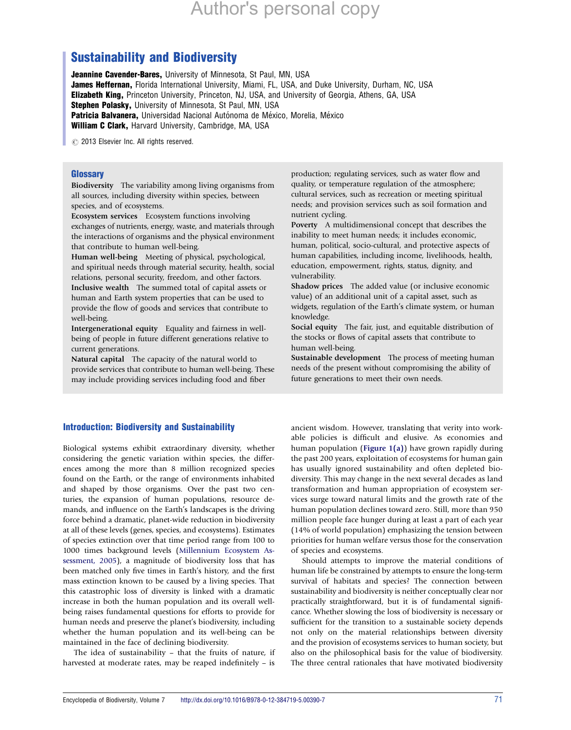# Sustainability and Biodiversity

**Jeannine Cavender-Bares,** University of Minnesota, St Paul, MN, USA
**James Heffernan,** Florida International University, Miami, FL, USA, and Duke University, Durham, NC, USA
**Elizabeth King,** Princeton University, Princeton, NJ, USA, and University of Georgia, Athens, GA, USA
**Stephen Polasky,** University of Minnesota, St Paul, MN, USA
**Patricia Balvanera,** Universidad Nacional Autónoma de México, Morelia, México
**William C Clark,** Harvard University, Cambridge, MA, USA

© 2013 Elsevier Inc. All rights reserved.

## Glossary

**Biodiversity** The variability among living organisms from all sources, including diversity within species, between species, and of ecosystems.

**Ecosystem services** Ecosystem functions involving exchanges of nutrients, energy, waste, and materials through the interactions of organisms and the physical environment that contribute to human well-being.

**Human well-being** Meeting of physical, psychological, and spiritual needs through material security, health, social relations, personal security, freedom, and other factors.

**Inclusive wealth** The summed total of capital assets or human and Earth system properties that can be used to provide the flow of goods and services that contribute to well-being.

**Intergenerational equity** Equality and fairness in well-being of people in future different generations relative to current generations.

**Natural capital** The capacity of the natural world to provide services that contribute to human well-being. These may include providing services including food and fiber production; regulating services, such as water flow and quality, or temperature regulation of the atmosphere; cultural services, such as recreation or meeting spiritual needs; and provision services such as soil formation and nutrient cycling.

**Poverty** A multidimensional concept that describes the inability to meet human needs; it includes economic, human, political, socio-cultural, and protective aspects of human capabilities, including income, livelihoods, health, education, empowerment, rights, status, dignity, and vulnerability.

**Shadow prices** The added value (or inclusive economic value) of an additional unit of a capital asset, such as widgets, regulation of the Earth's climate system, or human knowledge.

**Social equity** The fair, just, and equitable distribution of the stocks or flows of capital assets that contribute to human well-being.

**Sustainable development** The process of meeting human needs of the present without compromising the ability of future generations to meet their own needs.

## Introduction: Biodiversity and Sustainability

Biological systems exhibit extraordinary diversity, whether considering the genetic variation within species, the differences among the more than 8 million recognized species found on the Earth, or the range of environments inhabited and shaped by those organisms. Over the past two centuries, the expansion of human populations, resource demands, and influence on the Earth's landscapes is the driving force behind a dramatic, planet-wide reduction in biodiversity at all of these levels (genes, species, and ecosystems). Estimates of species extinction over that time period range from 100 to 1000 times background levels (Millennium Ecosystem Assessment, 2005), a magnitude of biodiversity loss that has been matched only five times in Earth's history, and the first mass extinction known to be caused by a living species. That this catastrophic loss of diversity is linked with a dramatic increase in both the human population and its overall well-being raises fundamental questions for efforts to provide for human needs and preserve the planet's biodiversity, including whether the human population and its well-being can be maintained in the face of declining biodiversity.

The idea of sustainability – that the fruits of nature, if harvested at moderate rates, may be reaped indefinitely – is ancient wisdom. However, translating that verity into workable policies is difficult and elusive. As economies and human population (Figure 1(a)) have grown rapidly during the past 200 years, exploitation of ecosystems for human gain has usually ignored sustainability and often depleted biodiversity. This may change in the next several decades as land transformation and human appropriation of ecosystem services surge toward natural limits and the growth rate of the human population declines toward zero. Still, more than 950 million people face hunger during at least a part of each year (14% of world population) emphasizing the tension between priorities for human welfare versus those for the conservation of species and ecosystems.

Should attempts to improve the material conditions of human life be constrained by attempts to ensure the long-term survival of habitats and species? The connection between sustainability and biodiversity is neither conceptually clear nor practically straightforward, but it is of fundamental significance. Whether slowing the loss of biodiversity is necessary or sufficient for the transition to a sustainable society depends not only on the material relationships between diversity and the provision of ecosystems services to human society, but also on the philosophical basis for the value of biodiversity. The three central rationales that have motivated biodiversity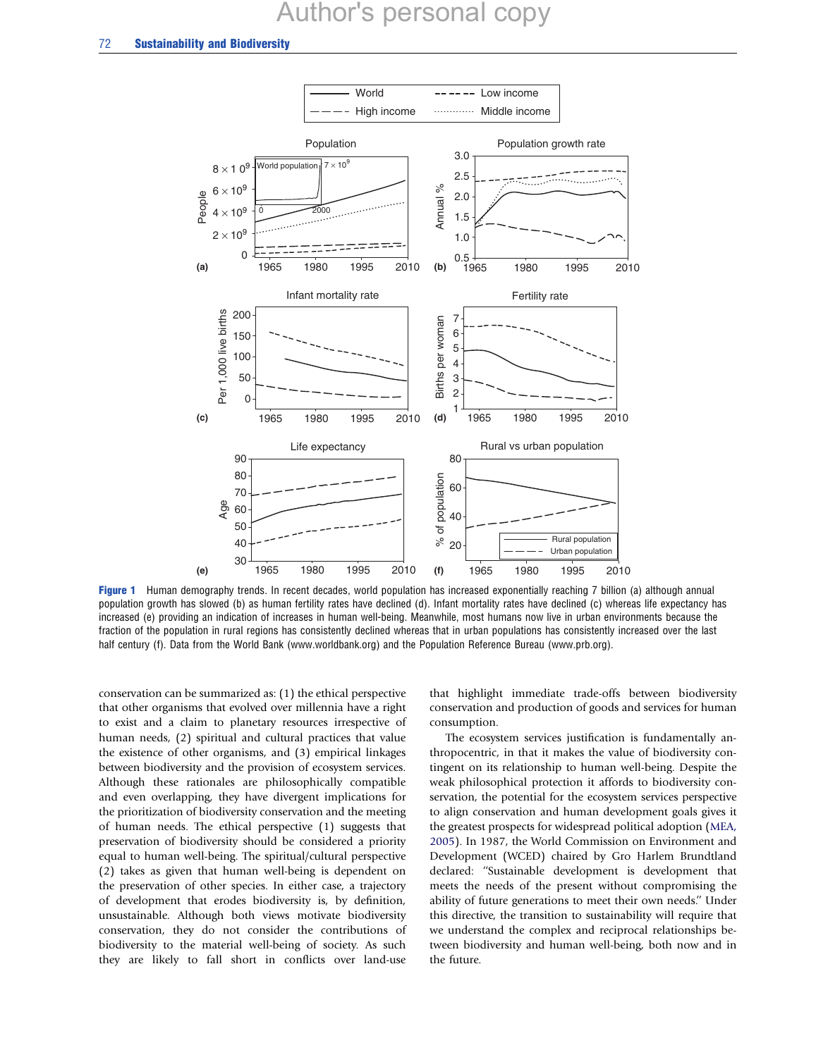World
Low income
High income
Middle income

Population

People

$8 \times 10^9$
$6 \times 10^9$
$4 \times 10^9$
$2 \times 10^9$
0

World population $7 \times 10^9$
0
2000

1965 1980 1995 2010

(a)

Population growth rate

Annual %

3.0
2.5
2.0
1.5
1.0
0.5

1965 1980 1995 2010

(b)

Infant mortality rate

Per 1,000 live births

200
150
100
50
0

1965 1980 1995 2010

(c)

Fertility rate

Births per woman

7
6
5
4
3
2
1

1965 1980 1995 2010

(d)

Life expectancy

Age

90
80
70
60
50
40
30

1965 1980 1995 2010

(e)

Rural vs urban population

% of population

80
60
40
20

Rural population
Urban population

1965 1980 1995 2010

(f)

**Figure 1** Human demography trends. In recent decades, world population has increased exponentially reaching 7 billion (a) although annual population growth has slowed (b) as human fertility rates have declined (d). Infant mortality rates have declined (c) whereas life expectancy has increased (e) providing an indication of increases in human well-being. Meanwhile, most humans now live in urban environments because the fraction of the population in rural regions has consistently declined whereas that in urban populations has consistently increased over the last half century (f). Data from the World Bank (www.worldbank.org) and the Population Reference Bureau (www.prb.org).

conservation can be summarized as: (1) the ethical perspective that other organisms that evolved over millennia have a right to exist and a claim to planetary resources irrespective of human needs, (2) spiritual and cultural practices that value the existence of other organisms, and (3) empirical linkages between biodiversity and the provision of ecosystem services. Although these rationales are philosophically compatible and even overlapping, they have divergent implications for the prioritization of biodiversity conservation and the meeting of human needs. The ethical perspective (1) suggests that preservation of biodiversity should be considered a priority equal to human well-being. The spiritual/cultural perspective (2) takes as given that human well-being is dependent on the preservation of other species. In either case, a trajectory of development that erodes biodiversity is, by definition, unsustainable. Although both views motivate biodiversity conservation, they do not consider the contributions of biodiversity to the material well-being of society. As such they are likely to fall short in conflicts over land-use that highlight immediate trade-offs between biodiversity conservation and production of goods and services for human consumption.

The ecosystem services justification is fundamentally anthropocentric, in that it makes the value of biodiversity contingent on its relationship to human well-being. Despite the weak philosophical protection it affords to biodiversity conservation, the potential for the ecosystem services perspective to align conservation and human development goals gives it the greatest prospects for widespread political adoption (MEA, 2005). In 1987, the World Commission on Environment and Development (WCED) chaired by Gro Harlem Brundtland declared: "Sustainable development is development that meets the needs of the present without compromising the ability of future generations to meet their own needs." Under this directive, the transition to sustainability will require that we understand the complex and reciprocal relationships between biodiversity and human well-being, both now and in the future.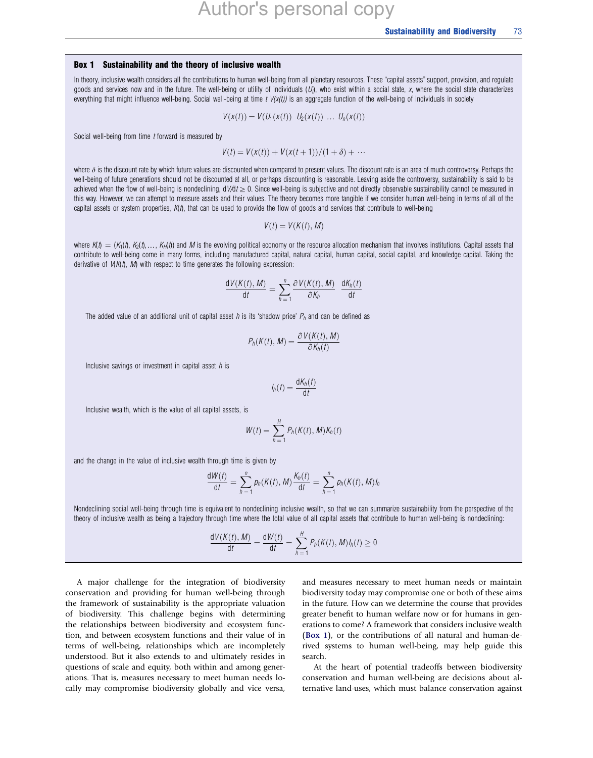### Box 1 Sustainability and the theory of inclusive wealth

In theory, inclusive wealth considers all the contributions to human well-being from all planetary resources. These "capital assets" support, provision, and regulate goods and services now and in the future. The well-being or utility of individuals ($U_i$), who exist within a social state, $x$, where the social state characterizes everything that might influence well-being. Social well-being at time $t$ $V(x(t))$ is an aggregate function of the well-being of individuals in society

$$V(x(t)) = V(U_1(x(t)) \;\; U_2(x(t)) \; \ldots \; U_n(x(t))$$

Social well-being from time $t$ forward is measured by

$$V(t) = V(x(t)) + V(x(t+1))/(1+\delta) + \cdots$$

where $\delta$ is the discount rate by which future values are discounted when compared to present values. The discount rate is an area of much controversy. Perhaps the well-being of future generations should not be discounted at all, or perhaps discounting is reasonable. Leaving aside the controversy, sustainability is said to be achieved when the flow of well-being is nondeclining, $\mathrm{d}V/\mathrm{d}t \geq 0$. Since well-being is subjective and not directly observable sustainability cannot be measured in this way. However, we can attempt to measure assets and their values. The theory becomes more tangible if we consider human well-being in terms of all of the capital assets or system properties, $K(t)$, that can be used to provide the flow of goods and services that contribute to well-being

$$V(t) = V(K(t), M)$$

where $K(t) = (K_1(t), K_2(t), \ldots, K_h(t))$ and $M$ is the evolving political economy or the resource allocation mechanism that involves institutions. Capital assets that contribute to well-being come in many forms, including manufactured capital, natural capital, human capital, social capital, and knowledge capital. Taking the derivative of $V(K(t), M)$ with respect to time generates the following expression:

$$\frac{\mathrm{d}V(K(t), M)}{\mathrm{d}t} = \sum_{h=1}^{n} \frac{\partial V(K(t), M)}{\partial K_h} \; \frac{\mathrm{d}K_h(t)}{\mathrm{d}t}$$

The added value of an additional unit of capital asset $h$ is its 'shadow price' $P_h$ and can be defined as

$$P_h(K(t), M) = \frac{\partial V(K(t), M)}{\partial K_h(t)}$$

Inclusive savings or investment in capital asset $h$ is

$$I_h(t) = \frac{\mathrm{d}K_h(t)}{\mathrm{d}t}$$

Inclusive wealth, which is the value of all capital assets, is

$$W(t) = \sum_{h=1}^{H} P_h(K(t), M) K_h(t)$$

and the change in the value of inclusive wealth through time is given by

$$\frac{\mathrm{d}W(t)}{\mathrm{d}t} = \sum_{h=1}^{n} p_h(K(t), M) \frac{K_h(t)}{\mathrm{d}t} = \sum_{h=1}^{n} p_h(K(t), M) I_h$$

Nondeclining social well-being through time is equivalent to nondeclining inclusive wealth, so that we can summarize sustainability from the perspective of the theory of inclusive wealth as being a trajectory through time where the total value of all capital assets that contribute to human well-being is nondeclining:

$$\frac{\mathrm{d}V(K(t), M)}{\mathrm{d}t} = \frac{\mathrm{d}W(t)}{\mathrm{d}t} = \sum_{h=1}^{H} P_h(K(t), M) I_h(t) \geq 0$$

---

A major challenge for the integration of biodiversity conservation and providing for human well-being through the framework of sustainability is the appropriate valuation of biodiversity. This challenge begins with determining the relationships between biodiversity and ecosystem function, and between ecosystem functions and their value of in terms of well-being, relationships which are incompletely understood. But it also extends to and ultimately resides in questions of scale and equity, both within and among generations. That is, measures necessary to meet human needs locally may compromise biodiversity globally and vice versa, and measures necessary to meet human needs or maintain biodiversity today may compromise one or both of these aims in the future. How can we determine the course that provides greater benefit to human welfare now or for humans in generations to come? A framework that considers inclusive wealth (**Box 1**), or the contributions of all natural and human-derived systems to human well-being, may help guide this search.

At the heart of potential tradeoffs between biodiversity conservation and human well-being are decisions about alternative land-uses, which must balance conservation against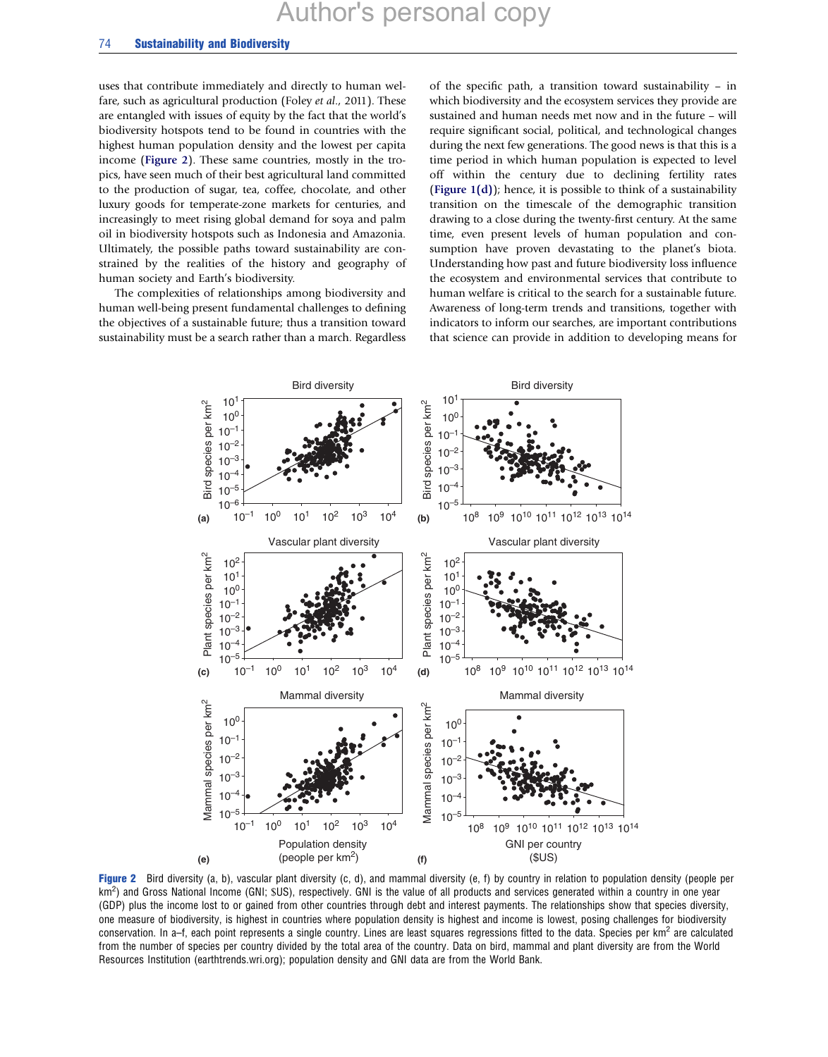uses that contribute immediately and directly to human welfare, such as agricultural production (Foley *et al.*, 2011). These are entangled with issues of equity by the fact that the world's biodiversity hotspots tend to be found in countries with the highest human population density and the lowest per capita income (**Figure 2**). These same countries, mostly in the tropics, have seen much of their best agricultural land committed to the production of sugar, tea, coffee, chocolate, and other luxury goods for temperate-zone markets for centuries, and increasingly to meet rising global demand for soya and palm oil in biodiversity hotspots such as Indonesia and Amazonia. Ultimately, the possible paths toward sustainability are constrained by the realities of the history and geography of human society and Earth's biodiversity.

The complexities of relationships among biodiversity and human well-being present fundamental challenges to defining the objectives of a sustainable future; thus a transition toward sustainability must be a search rather than a march. Regardless of the specific path, a transition toward sustainability – in which biodiversity and the ecosystem services they provide are sustained and human needs met now and in the future – will require significant social, political, and technological changes during the next few generations. The good news is that this is a time period in which human population is expected to level off within the century due to declining fertility rates (**Figure 1(d)**); hence, it is possible to think of a sustainability transition on the timescale of the demographic transition drawing to a close during the twenty-first century. At the same time, even present levels of human population and consumption have proven devastating to the planet's biota. Understanding how past and future biodiversity loss influence the ecosystem and environmental services that contribute to human welfare is critical to the search for a sustainable future. Awareness of long-term trends and transitions, together with indicators to inform our searches, are important contributions that science can provide in addition to developing means for

(a) Bird diversity
Bird species per km$^2$
$10^{1}$ $10^{0}$ $10^{-1}$ $10^{-2}$ $10^{-3}$ $10^{-4}$ $10^{-5}$ $10^{-6}$
$10^{-1}$ $10^{0}$ $10^{1}$ $10^{2}$ $10^{3}$ $10^{4}$

(b) Bird diversity
Bird species per km$^2$
$10^{1}$ $10^{0}$ $10^{-1}$ $10^{-2}$ $10^{-3}$ $10^{-4}$ $10^{-5}$
$10^{8}$ $10^{9}$ $10^{10}$ $10^{11}$ $10^{12}$ $10^{13}$ $10^{14}$

(c) Vascular plant diversity
Plant species per km$^2$
$10^{2}$ $10^{1}$ $10^{0}$ $10^{-1}$ $10^{-2}$ $10^{-3}$ $10^{-4}$ $10^{-5}$
$10^{-1}$ $10^{0}$ $10^{1}$ $10^{2}$ $10^{3}$ $10^{4}$

(d) Vascular plant diversity
Plant species per km$^2$
$10^{2}$ $10^{1}$ $10^{0}$ $10^{-1}$ $10^{-2}$ $10^{-3}$ $10^{-4}$ $10^{-5}$
$10^{8}$ $10^{9}$ $10^{10}$ $10^{11}$ $10^{12}$ $10^{13}$ $10^{14}$

(e) Mammal diversity
Mammal species per km$^2$
$10^{0}$ $10^{-1}$ $10^{-2}$ $10^{-3}$ $10^{-4}$ $10^{-5}$
$10^{-1}$ $10^{0}$ $10^{1}$ $10^{2}$ $10^{3}$ $10^{4}$
Population density (people per km$^2$)

(f) Mammal diversity
Mammal species per km$^2$
$10^{0}$ $10^{-1}$ $10^{-2}$ $10^{-3}$ $10^{-4}$ $10^{-5}$
$10^{8}$ $10^{9}$ $10^{10}$ $10^{11}$ $10^{12}$ $10^{13}$ $10^{14}$
GNI per country ($US)

**Figure 2** Bird diversity (a, b), vascular plant diversity (c, d), and mammal diversity (e, f) by country in relation to population density (people per km$^2$) and Gross National Income (GNI; $US), respectively. GNI is the value of all products and services generated within a country in one year (GDP) plus the income lost to or gained from other countries through debt and interest payments. The relationships show that species diversity, one measure of biodiversity, is highest in countries where population density is highest and income is lowest, posing challenges for biodiversity conservation. In a–f, each point represents a single country. Lines are least squares regressions fitted to the data. Species per km$^2$ are calculated from the number of species per country divided by the total area of the country. Data on bird, mammal and plant diversity are from the World Resources Institution (earthtrends.wri.org); population density and GNI data are from the World Bank.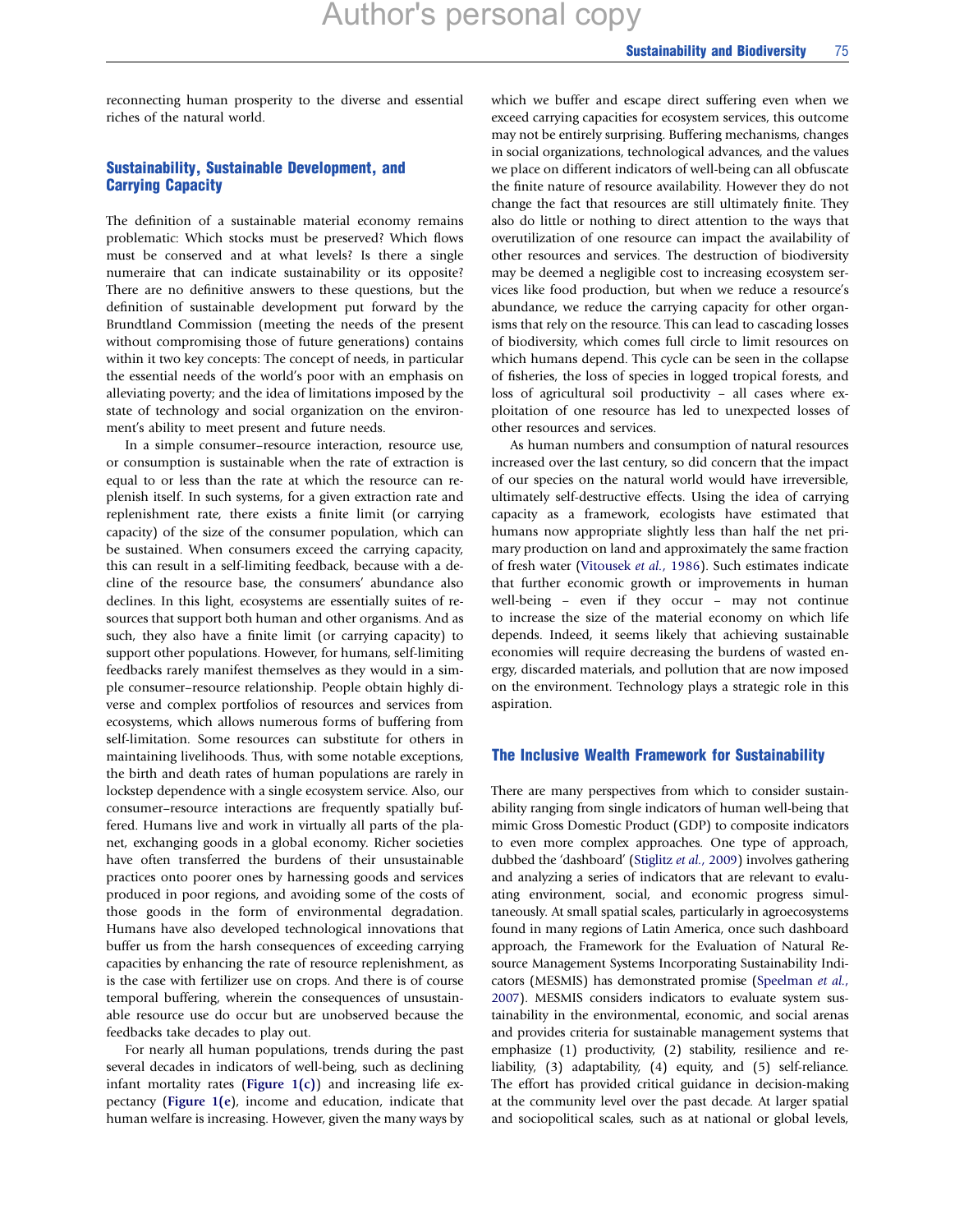reconnecting human prosperity to the diverse and essential riches of the natural world.

## Sustainability, Sustainable Development, and Carrying Capacity

The definition of a sustainable material economy remains problematic: Which stocks must be preserved? Which flows must be conserved and at what levels? Is there a single numeraire that can indicate sustainability or its opposite? There are no definitive answers to these questions, but the definition of sustainable development put forward by the Brundtland Commission (meeting the needs of the present without compromising those of future generations) contains within it two key concepts: The concept of needs, in particular the essential needs of the world's poor with an emphasis on alleviating poverty; and the idea of limitations imposed by the state of technology and social organization on the environment's ability to meet present and future needs.

In a simple consumer–resource interaction, resource use, or consumption is sustainable when the rate of extraction is equal to or less than the rate at which the resource can replenish itself. In such systems, for a given extraction rate and replenishment rate, there exists a finite limit (or carrying capacity) of the size of the consumer population, which can be sustained. When consumers exceed the carrying capacity, this can result in a self-limiting feedback, because with a decline of the resource base, the consumers' abundance also declines. In this light, ecosystems are essentially suites of resources that support both human and other organisms. And as such, they also have a finite limit (or carrying capacity) to support other populations. However, for humans, self-limiting feedbacks rarely manifest themselves as they would in a simple consumer–resource relationship. People obtain highly diverse and complex portfolios of resources and services from ecosystems, which allows numerous forms of buffering from self-limitation. Some resources can substitute for others in maintaining livelihoods. Thus, with some notable exceptions, the birth and death rates of human populations are rarely in lockstep dependence with a single ecosystem service. Also, our consumer–resource interactions are frequently spatially buffered. Humans live and work in virtually all parts of the planet, exchanging goods in a global economy. Richer societies have often transferred the burdens of their unsustainable practices onto poorer ones by harnessing goods and services produced in poor regions, and avoiding some of the costs of those goods in the form of environmental degradation. Humans have also developed technological innovations that buffer us from the harsh consequences of exceeding carrying capacities by enhancing the rate of resource replenishment, as is the case with fertilizer use on crops. And there is of course temporal buffering, wherein the consequences of unsustainable resource use do occur but are unobserved because the feedbacks take decades to play out.

For nearly all human populations, trends during the past several decades in indicators of well-being, such as declining infant mortality rates (**Figure 1(c)**) and increasing life expectancy (**Figure 1(e)**, income and education, indicate that human welfare is increasing. However, given the many ways by which we buffer and escape direct suffering even when we exceed carrying capacities for ecosystem services, this outcome may not be entirely surprising. Buffering mechanisms, changes in social organizations, technological advances, and the values we place on different indicators of well-being can all obfuscate the finite nature of resource availability. However they do not change the fact that resources are still ultimately finite. They also do little or nothing to direct attention to the ways that overutilization of one resource can impact the availability of other resources and services. The destruction of biodiversity may be deemed a negligible cost to increasing ecosystem services like food production, but when we reduce a resource's abundance, we reduce the carrying capacity for other organisms that rely on the resource. This can lead to cascading losses of biodiversity, which comes full circle to limit resources on which humans depend. This cycle can be seen in the collapse of fisheries, the loss of species in logged tropical forests, and loss of agricultural soil productivity – all cases where exploitation of one resource has led to unexpected losses of other resources and services.

As human numbers and consumption of natural resources increased over the last century, so did concern that the impact of our species on the natural world would have irreversible, ultimately self-destructive effects. Using the idea of carrying capacity as a framework, ecologists have estimated that humans now appropriate slightly less than half the net primary production on land and approximately the same fraction of fresh water (Vitousek *et al.*, 1986). Such estimates indicate that further economic growth or improvements in human well-being – even if they occur – may not continue to increase the size of the material economy on which life depends. Indeed, it seems likely that achieving sustainable economies will require decreasing the burdens of wasted energy, discarded materials, and pollution that are now imposed on the environment. Technology plays a strategic role in this aspiration.

## The Inclusive Wealth Framework for Sustainability

There are many perspectives from which to consider sustainability ranging from single indicators of human well-being that mimic Gross Domestic Product (GDP) to composite indicators to even more complex approaches. One type of approach, dubbed the 'dashboard' (Stiglitz *et al.*, 2009) involves gathering and analyzing a series of indicators that are relevant to evaluating environment, social, and economic progress simultaneously. At small spatial scales, particularly in agroecosystems found in many regions of Latin America, once such dashboard approach, the Framework for the Evaluation of Natural Resource Management Systems Incorporating Sustainability Indicators (MESMIS) has demonstrated promise (Speelman *et al.*, 2007). MESMIS considers indicators to evaluate system sustainability in the environmental, economic, and social arenas and provides criteria for sustainable management systems that emphasize (1) productivity, (2) stability, resilience and reliability, (3) adaptability, (4) equity, and (5) self-reliance. The effort has provided critical guidance in decision-making at the community level over the past decade. At larger spatial and sociopolitical scales, such as at national or global levels,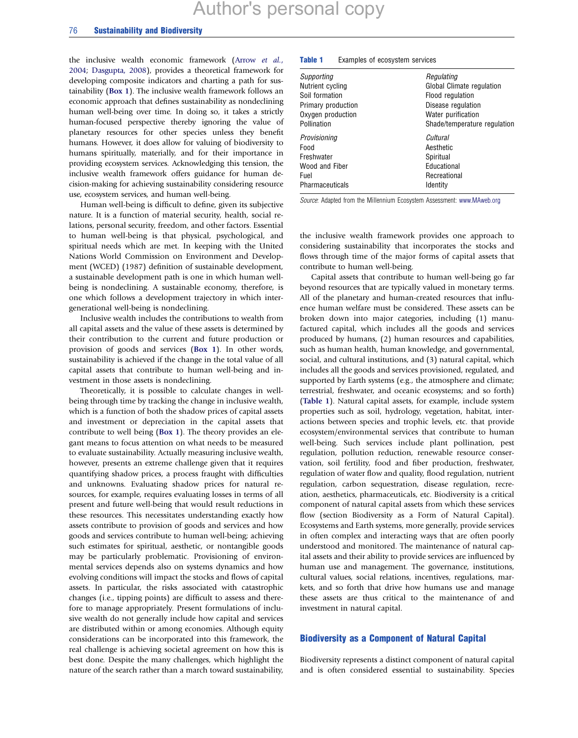the inclusive wealth economic framework (Arrow *et al.*, 2004; Dasgupta, 2008), provides a theoretical framework for developing composite indicators and charting a path for sustainability (**Box 1**). The inclusive wealth framework follows an economic approach that defines sustainability as nondeclining human well-being over time. In doing so, it takes a strictly human-focused perspective thereby ignoring the value of planetary resources for other species unless they benefit humans. However, it does allow for valuing of biodiversity to humans spiritually, materially, and for their importance in providing ecosystem services. Acknowledging this tension, the inclusive wealth framework offers guidance for human decision-making for achieving sustainability considering resource use, ecosystem services, and human well-being.

Human well-being is difficult to define, given its subjective nature. It is a function of material security, health, social relations, personal security, freedom, and other factors. Essential to human well-being is that physical, psychological, and spiritual needs which are met. In keeping with the United Nations World Commission on Environment and Development (WCED) (1987) definition of sustainable development, a sustainable development path is one in which human well-being is nondeclining. A sustainable economy, therefore, is one which follows a development trajectory in which intergenerational well-being is nondeclining.

Inclusive wealth includes the contributions to wealth from all capital assets and the value of these assets is determined by their contribution to the current and future production or provision of goods and services (**Box 1**). In other words, sustainability is achieved if the change in the total value of all capital assets that contribute to human well-being and investment in those assets is nondeclining.

Theoretically, it is possible to calculate changes in well-being through time by tracking the change in inclusive wealth, which is a function of both the shadow prices of capital assets and investment or depreciation in the capital assets that contribute to well being (**Box 1**). The theory provides an elegant means to focus attention on what needs to be measured to evaluate sustainability. Actually measuring inclusive wealth, however, presents an extreme challenge given that it requires quantifying shadow prices, a process fraught with difficulties and unknowns. Evaluating shadow prices for natural resources, for example, requires evaluating losses in terms of all present and future well-being that would result reductions in these resources. This necessitates understanding exactly how assets contribute to provision of goods and services and how goods and services contribute to human well-being; achieving such estimates for spiritual, aesthetic, or nontangible goods may be particularly problematic. Provisioning of environmental services depends also on systems dynamics and how evolving conditions will impact the stocks and flows of capital assets. In particular, the risks associated with catastrophic changes (i.e., tipping points) are difficult to assess and therefore to manage appropriately. Present formulations of inclusive wealth do not generally include how capital and services are distributed within or among economies. Although equity considerations can be incorporated into this framework, the real challenge is achieving societal agreement on how this is best done. Despite the many challenges, which highlight the nature of the search rather than a march toward sustainability, the inclusive wealth framework provides one approach to considering sustainability that incorporates the stocks and flows through time of the major forms of capital assets that contribute to human well-being.

Capital assets that contribute to human well-being go far beyond resources that are typically valued in monetary terms. All of the planetary and human-created resources that influence human welfare must be considered. These assets can be broken down into major categories, including (1) manufactured capital, which includes all the goods and services produced by humans, (2) human resources and capabilities, such as human health, human knowledge, and governmental, social, and cultural institutions, and (3) natural capital, which includes all the goods and services provisioned, regulated, and supported by Earth systems (e.g., the atmosphere and climate; terrestrial, freshwater, and oceanic ecosystems; and so forth) (**Table 1**). Natural capital assets, for example, include system properties such as soil, hydrology, vegetation, habitat, interactions between species and trophic levels, etc. that provide ecosystem/environmental services that contribute to human well-being. Such services include plant pollination, pest regulation, pollution reduction, renewable resource conservation, soil fertility, food and fiber production, freshwater, regulation of water flow and quality, flood regulation, nutrient regulation, carbon sequestration, disease regulation, recreation, aesthetics, pharmaceuticals, etc. Biodiversity is a critical component of natural capital assets from which these services flow (section Biodiversity as a Form of Natural Capital). Ecosystems and Earth systems, more generally, provide services in often complex and interacting ways that are often poorly understood and monitored. The maintenance of natural capital assets and their ability to provide services are influenced by human use and management. The governance, institutions, cultural values, social relations, incentives, regulations, markets, and so forth that drive how humans use and manage these assets are thus critical to the maintenance of and investment in natural capital.

**Table 1** Examples of ecosystem services

| | |
|---|---|
| *Supporting* | *Regulating* |
| Nutrient cycling | Global Climate regulation |
| Soil formation | Flood regulation |
| Primary production | Disease regulation |
| Oxygen production | Water purification |
| Pollination | Shade/temperature regulation |
| *Provisioning* | *Cultural* |
| Food | Aesthetic |
| Freshwater | Spiritual |
| Wood and Fiber | Educational |
| Fuel | Recreational |
| Pharmaceuticals | Identity |

*Source*: Adapted from the Millennium Ecosystem Assessment: www.MAweb.org

## Biodiversity as a Component of Natural Capital

Biodiversity represents a distinct component of natural capital and is often considered essential to sustainability. Species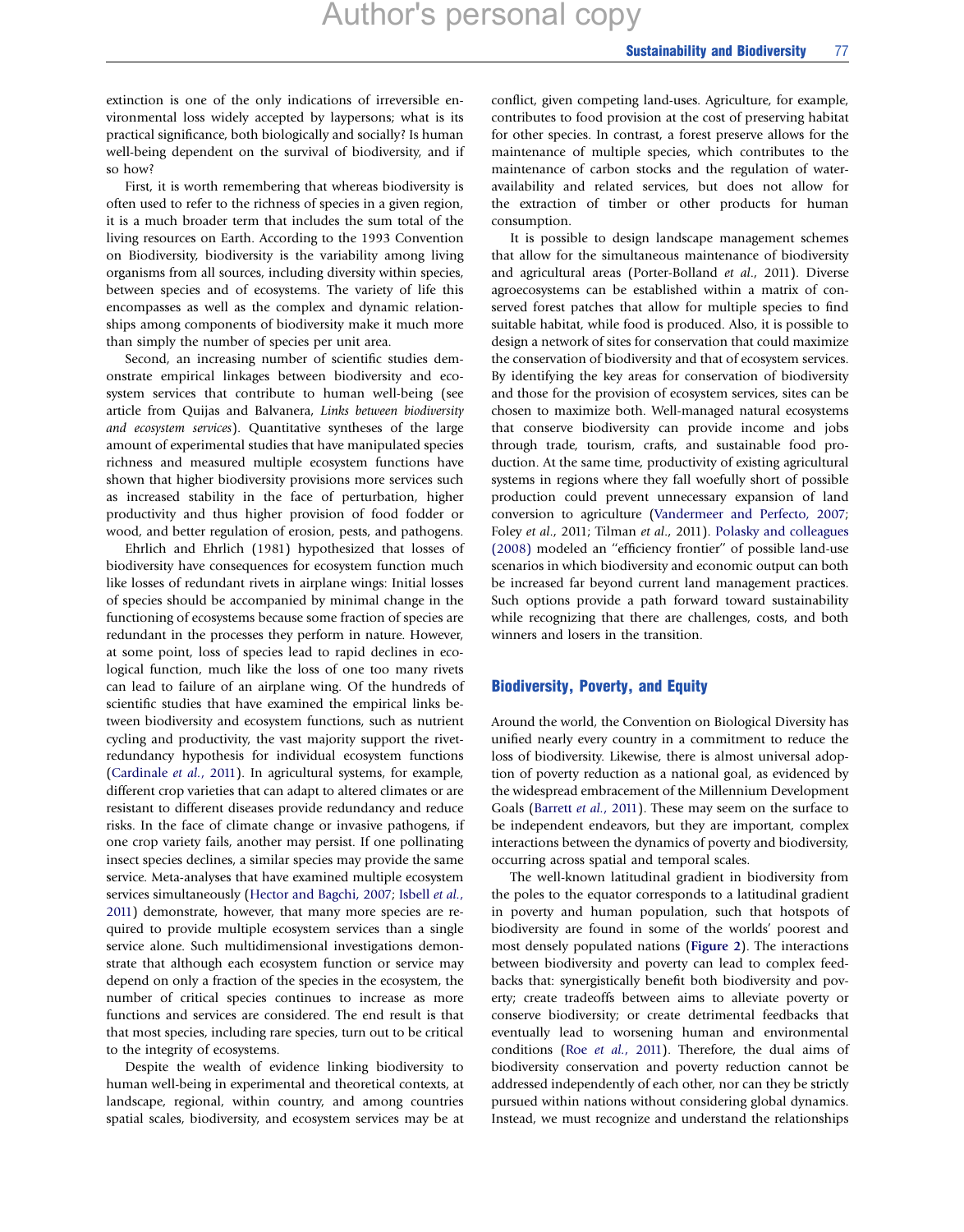extinction is one of the only indications of irreversible environmental loss widely accepted by laypersons; what is its practical significance, both biologically and socially? Is human well-being dependent on the survival of biodiversity, and if so how?

First, it is worth remembering that whereas biodiversity is often used to refer to the richness of species in a given region, it is a much broader term that includes the sum total of the living resources on Earth. According to the 1993 Convention on Biodiversity, biodiversity is the variability among living organisms from all sources, including diversity within species, between species and of ecosystems. The variety of life this encompasses as well as the complex and dynamic relationships among components of biodiversity make it much more than simply the number of species per unit area.

Second, an increasing number of scientific studies demonstrate empirical linkages between biodiversity and ecosystem services that contribute to human well-being (see article from Quijas and Balvanera, *Links between biodiversity and ecosystem services*). Quantitative syntheses of the large amount of experimental studies that have manipulated species richness and measured multiple ecosystem functions have shown that higher biodiversity provisions more services such as increased stability in the face of perturbation, higher productivity and thus higher provision of food fodder or wood, and better regulation of erosion, pests, and pathogens.

Ehrlich and Ehrlich (1981) hypothesized that losses of biodiversity have consequences for ecosystem function much like losses of redundant rivets in airplane wings: Initial losses of species should be accompanied by minimal change in the functioning of ecosystems because some fraction of species are redundant in the processes they perform in nature. However, at some point, loss of species lead to rapid declines in ecological function, much like the loss of one too many rivets can lead to failure of an airplane wing. Of the hundreds of scientific studies that have examined the empirical links between biodiversity and ecosystem functions, such as nutrient cycling and productivity, the vast majority support the rivet-redundancy hypothesis for individual ecosystem functions (Cardinale *et al.*, 2011). In agricultural systems, for example, different crop varieties that can adapt to altered climates or are resistant to different diseases provide redundancy and reduce risks. In the face of climate change or invasive pathogens, if one crop variety fails, another may persist. If one pollinating insect species declines, a similar species may provide the same service. Meta-analyses that have examined multiple ecosystem services simultaneously (Hector and Bagchi, 2007; Isbell *et al.*, 2011) demonstrate, however, that many more species are required to provide multiple ecosystem services than a single service alone. Such multidimensional investigations demonstrate that although each ecosystem function or service may depend on only a fraction of the species in the ecosystem, the number of critical species continues to increase as more functions and services are considered. The end result is that that most species, including rare species, turn out to be critical to the integrity of ecosystems.

Despite the wealth of evidence linking biodiversity to human well-being in experimental and theoretical contexts, at landscape, regional, within country, and among countries spatial scales, biodiversity, and ecosystem services may be at conflict, given competing land-uses. Agriculture, for example, contributes to food provision at the cost of preserving habitat for other species. In contrast, a forest preserve allows for the maintenance of multiple species, which contributes to the maintenance of carbon stocks and the regulation of water-availability and related services, but does not allow for the extraction of timber or other products for human consumption.

It is possible to design landscape management schemes that allow for the simultaneous maintenance of biodiversity and agricultural areas (Porter-Bolland *et al.*, 2011). Diverse agroecosystems can be established within a matrix of conserved forest patches that allow for multiple species to find suitable habitat, while food is produced. Also, it is possible to design a network of sites for conservation that could maximize the conservation of biodiversity and that of ecosystem services. By identifying the key areas for conservation of biodiversity and those for the provision of ecosystem services, sites can be chosen to maximize both. Well-managed natural ecosystems that conserve biodiversity can provide income and jobs through trade, tourism, crafts, and sustainable food production. At the same time, productivity of existing agricultural systems in regions where they fall woefully short of possible production could prevent unnecessary expansion of land conversion to agriculture (Vandermeer and Perfecto, 2007; Foley *et al.*, 2011; Tilman *et al.*, 2011). Polasky and colleagues (2008) modeled an "efficiency frontier" of possible land-use scenarios in which biodiversity and economic output can both be increased far beyond current land management practices. Such options provide a path forward toward sustainability while recognizing that there are challenges, costs, and both winners and losers in the transition.

## Biodiversity, Poverty, and Equity

Around the world, the Convention on Biological Diversity has unified nearly every country in a commitment to reduce the loss of biodiversity. Likewise, there is almost universal adoption of poverty reduction as a national goal, as evidenced by the widespread embracement of the Millennium Development Goals (Barrett *et al.*, 2011). These may seem on the surface to be independent endeavors, but they are important, complex interactions between the dynamics of poverty and biodiversity, occurring across spatial and temporal scales.

The well-known latitudinal gradient in biodiversity from the poles to the equator corresponds to a latitudinal gradient in poverty and human population, such that hotspots of biodiversity are found in some of the worlds' poorest and most densely populated nations (**Figure 2**). The interactions between biodiversity and poverty can lead to complex feedbacks that: synergistically benefit both biodiversity and poverty; create tradeoffs between aims to alleviate poverty or conserve biodiversity; or create detrimental feedbacks that eventually lead to worsening human and environmental conditions (Roe *et al.*, 2011). Therefore, the dual aims of biodiversity conservation and poverty reduction cannot be addressed independently of each other, nor can they be strictly pursued within nations without considering global dynamics. Instead, we must recognize and understand the relationships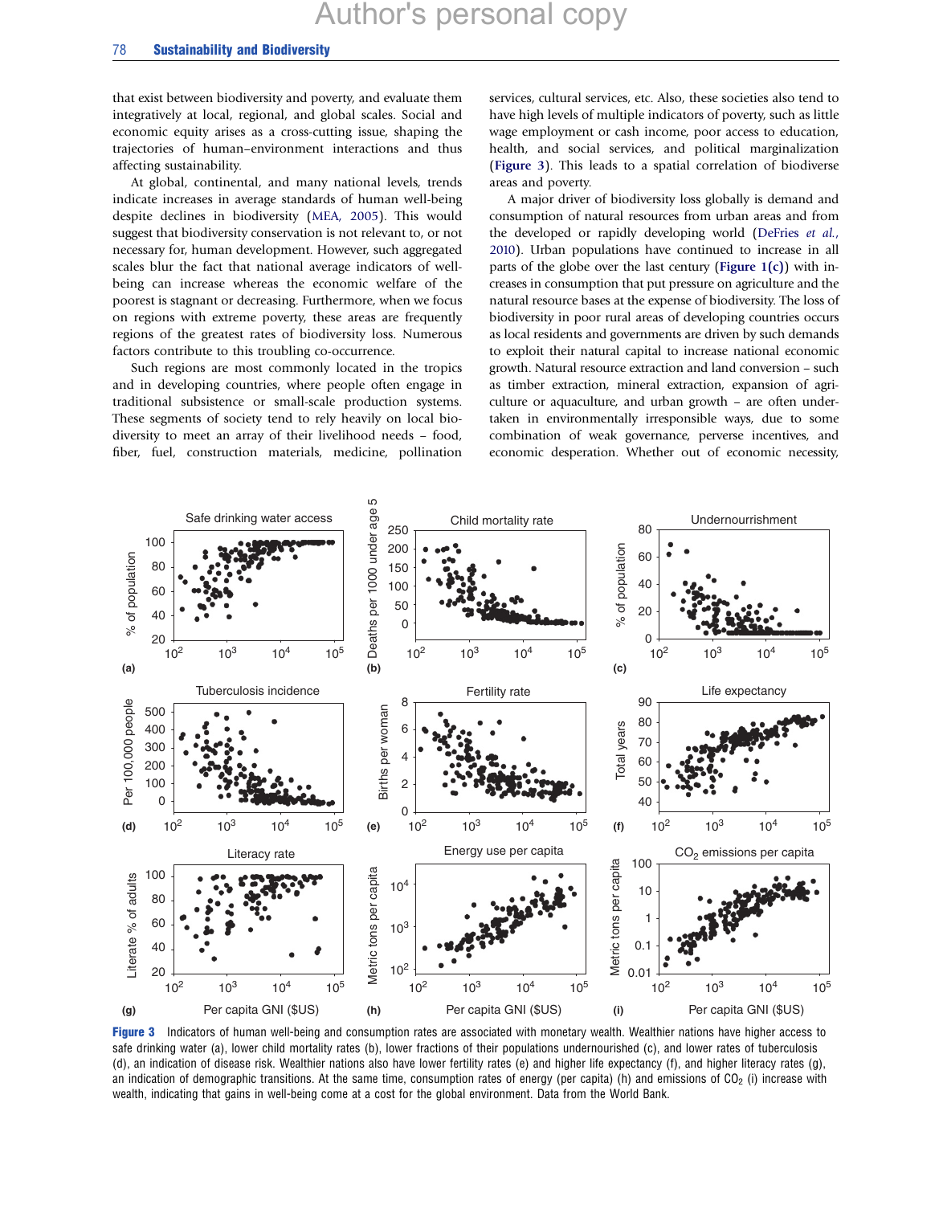that exist between biodiversity and poverty, and evaluate them integratively at local, regional, and global scales. Social and economic equity arises as a cross-cutting issue, shaping the trajectories of human–environment interactions and thus affecting sustainability.

At global, continental, and many national levels, trends indicate increases in average standards of human well-being despite declines in biodiversity (MEA, 2005). This would suggest that biodiversity conservation is not relevant to, or not necessary for, human development. However, such aggregated scales blur the fact that national average indicators of well-being can increase whereas the economic welfare of the poorest is stagnant or decreasing. Furthermore, when we focus on regions with extreme poverty, these areas are frequently regions of the greatest rates of biodiversity loss. Numerous factors contribute to this troubling co-occurrence.

Such regions are most commonly located in the tropics and in developing countries, where people often engage in traditional subsistence or small-scale production systems. These segments of society tend to rely heavily on local biodiversity to meet an array of their livelihood needs – food, fiber, fuel, construction materials, medicine, pollination services, cultural services, etc. Also, these societies also tend to have high levels of multiple indicators of poverty, such as little wage employment or cash income, poor access to education, health, and social services, and political marginalization (**Figure 3**). This leads to a spatial correlation of biodiverse areas and poverty.

A major driver of biodiversity loss globally is demand and consumption of natural resources from urban areas and from the developed or rapidly developing world (DeFries *et al.*, 2010). Urban populations have continued to increase in all parts of the globe over the last century (**Figure 1(c)**) with increases in consumption that put pressure on agriculture and the natural resource bases at the expense of biodiversity. The loss of biodiversity in poor rural areas of developing countries occurs as local residents and governments are driven by such demands to exploit their natural capital to increase national economic growth. Natural resource extraction and land conversion – such as timber extraction, mineral extraction, expansion of agriculture or aquaculture, and urban growth – are often undertaken in environmentally irresponsible ways, due to some combination of weak governance, perverse incentives, and economic desperation. Whether out of economic necessity,

Safe drinking water access
% of population
(a)

Child mortality rate
Deaths per 1000 under age 5
(b)

Undernourishment
% of population
(c)

Tuberculosis incidence
Per 100,000 people
(d)

Fertility rate
Births per woman
(e)

Life expectancy
Total years
(f)

Literacy rate
Literate % of adults
Per capita GNI ($US)
(g)

Energy use per capita
Metric tons per capita
Per capita GNI ($US)
(h)

$CO_2$ emissions per capita
Metric tons per capita
Per capita GNI ($US)
(i)

**Figure 3** Indicators of human well-being and consumption rates are associated with monetary wealth. Wealthier nations have higher access to safe drinking water (a), lower child mortality rates (b), lower fractions of their populations undernourished (c), and lower rates of tuberculosis (d), an indication of disease risk. Wealthier nations also have lower fertility rates (e) and higher life expectancy (f), and higher literacy rates (g), an indication of demographic transitions. At the same time, consumption rates of energy (per capita) (h) and emissions of $CO_2$ (i) increase with wealth, indicating that gains in well-being come at a cost for the global environment. Data from the World Bank.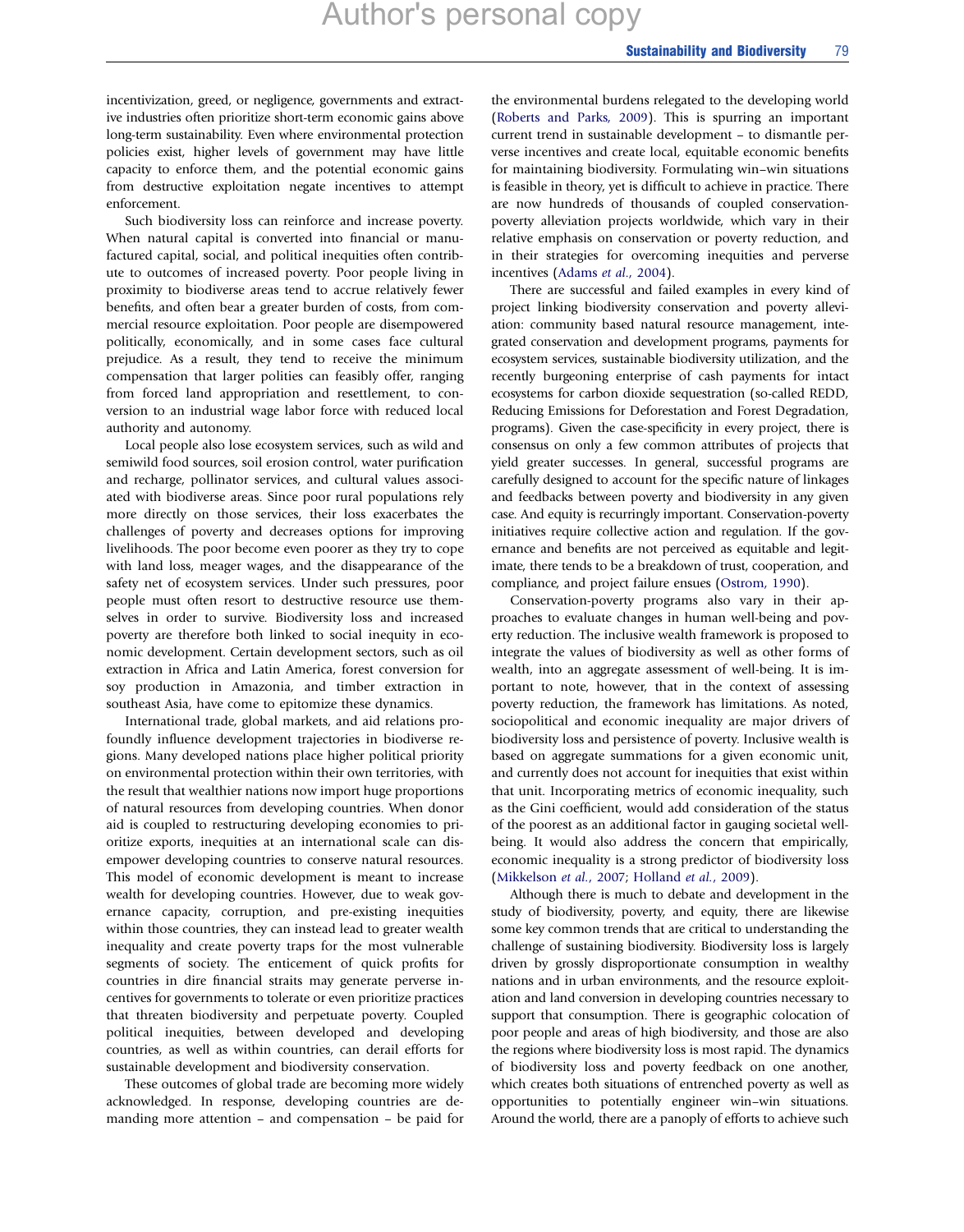incentivization, greed, or negligence, governments and extractive industries often prioritize short-term economic gains above long-term sustainability. Even where environmental protection policies exist, higher levels of government may have little capacity to enforce them, and the potential economic gains from destructive exploitation negate incentives to attempt enforcement.

Such biodiversity loss can reinforce and increase poverty. When natural capital is converted into financial or manufactured capital, social, and political inequities often contribute to outcomes of increased poverty. Poor people living in proximity to biodiverse areas tend to accrue relatively fewer benefits, and often bear a greater burden of costs, from commercial resource exploitation. Poor people are disempowered politically, economically, and in some cases face cultural prejudice. As a result, they tend to receive the minimum compensation that larger polities can feasibly offer, ranging from forced land appropriation and resettlement, to conversion to an industrial wage labor force with reduced local authority and autonomy.

Local people also lose ecosystem services, such as wild and semiwild food sources, soil erosion control, water purification and recharge, pollinator services, and cultural values associated with biodiverse areas. Since poor rural populations rely more directly on those services, their loss exacerbates the challenges of poverty and decreases options for improving livelihoods. The poor become even poorer as they try to cope with land loss, meager wages, and the disappearance of the safety net of ecosystem services. Under such pressures, poor people must often resort to destructive resource use themselves in order to survive. Biodiversity loss and increased poverty are therefore both linked to social inequity in economic development. Certain development sectors, such as oil extraction in Africa and Latin America, forest conversion for soy production in Amazonia, and timber extraction in southeast Asia, have come to epitomize these dynamics.

International trade, global markets, and aid relations profoundly influence development trajectories in biodiverse regions. Many developed nations place higher political priority on environmental protection within their own territories, with the result that wealthier nations now import huge proportions of natural resources from developing countries. When donor aid is coupled to restructuring developing economies to prioritize exports, inequities at an international scale can disempower developing countries to conserve natural resources. This model of economic development is meant to increase wealth for developing countries. However, due to weak governance capacity, corruption, and pre-existing inequities within those countries, they can instead lead to greater wealth inequality and create poverty traps for the most vulnerable segments of society. The enticement of quick profits for countries in dire financial straits may generate perverse incentives for governments to tolerate or even prioritize practices that threaten biodiversity and perpetuate poverty. Coupled political inequities, between developed and developing countries, as well as within countries, can derail efforts for sustainable development and biodiversity conservation.

These outcomes of global trade are becoming more widely acknowledged. In response, developing countries are demanding more attention – and compensation – be paid for the environmental burdens relegated to the developing world (Roberts and Parks, 2009). This is spurring an important current trend in sustainable development – to dismantle perverse incentives and create local, equitable economic benefits for maintaining biodiversity. Formulating win–win situations is feasible in theory, yet is difficult to achieve in practice. There are now hundreds of thousands of coupled conservation-poverty alleviation projects worldwide, which vary in their relative emphasis on conservation or poverty reduction, and in their strategies for overcoming inequities and perverse incentives (Adams *et al.*, 2004).

There are successful and failed examples in every kind of project linking biodiversity conservation and poverty alleviation: community based natural resource management, integrated conservation and development programs, payments for ecosystem services, sustainable biodiversity utilization, and the recently burgeoning enterprise of cash payments for intact ecosystems for carbon dioxide sequestration (so-called REDD, Reducing Emissions for Deforestation and Forest Degradation, programs). Given the case-specificity in every project, there is consensus on only a few common attributes of projects that yield greater successes. In general, successful programs are carefully designed to account for the specific nature of linkages and feedbacks between poverty and biodiversity in any given case. And equity is recurringly important. Conservation-poverty initiatives require collective action and regulation. If the governance and benefits are not perceived as equitable and legitimate, there tends to be a breakdown of trust, cooperation, and compliance, and project failure ensues (Ostrom, 1990).

Conservation-poverty programs also vary in their approaches to evaluate changes in human well-being and poverty reduction. The inclusive wealth framework is proposed to integrate the values of biodiversity as well as other forms of wealth, into an aggregate assessment of well-being. It is important to note, however, that in the context of assessing poverty reduction, the framework has limitations. As noted, sociopolitical and economic inequality are major drivers of biodiversity loss and persistence of poverty. Inclusive wealth is based on aggregate summations for a given economic unit, and currently does not account for inequities that exist within that unit. Incorporating metrics of economic inequality, such as the Gini coefficient, would add consideration of the status of the poorest as an additional factor in gauging societal well-being. It would also address the concern that empirically, economic inequality is a strong predictor of biodiversity loss (Mikkelson *et al.*, 2007; Holland *et al.*, 2009).

Although there is much to debate and development in the study of biodiversity, poverty, and equity, there are likewise some key common trends that are critical to understanding the challenge of sustaining biodiversity. Biodiversity loss is largely driven by grossly disproportionate consumption in wealthy nations and in urban environments, and the resource exploitation and land conversion in developing countries necessary to support that consumption. There is geographic colocation of poor people and areas of high biodiversity, and those are also the regions where biodiversity loss is most rapid. The dynamics of biodiversity loss and poverty feedback on one another, which creates both situations of entrenched poverty as well as opportunities to potentially engineer win–win situations. Around the world, there are a panoply of efforts to achieve such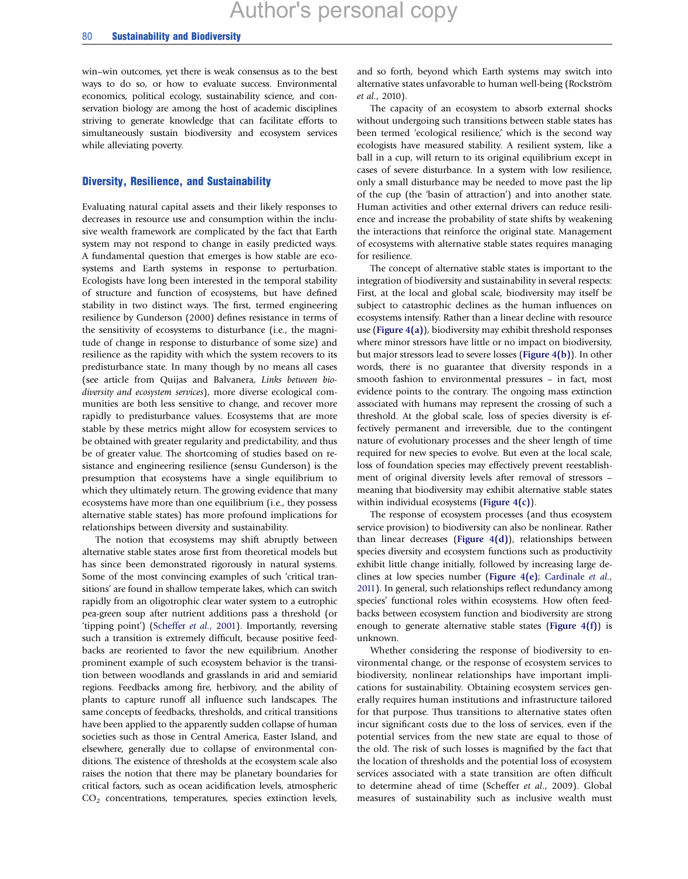win–win outcomes, yet there is weak consensus as to the best ways to do so, or how to evaluate success. Environmental economics, political ecology, sustainability science, and conservation biology are among the host of academic disciplines striving to generate knowledge that can facilitate efforts to simultaneously sustain biodiversity and ecosystem services while alleviating poverty.

## Diversity, Resilience, and Sustainability

Evaluating natural capital assets and their likely responses to decreases in resource use and consumption within the inclusive wealth framework are complicated by the fact that Earth system may not respond to change in easily predicted ways. A fundamental question that emerges is how stable are ecosystems and Earth systems in response to perturbation. Ecologists have long been interested in the temporal stability of structure and function of ecosystems, but have defined stability in two distinct ways. The first, termed engineering resilience by Gunderson (2000) defines resistance in terms of the sensitivity of ecosystems to disturbance (i.e., the magnitude of change in response to disturbance of some size) and resilience as the rapidity with which the system recovers to its predisturbance state. In many though by no means all cases (see article from Quijas and Balvanera, *Links between biodiversity and ecosystem services*), more diverse ecological communities are both less sensitive to change, and recover more rapidly to predisturbance values. Ecosystems that are more stable by these metrics might allow for ecosystem services to be obtained with greater regularity and predictability, and thus be of greater value. The shortcoming of studies based on resistance and engineering resilience (sensu Gunderson) is the presumption that ecosystems have a single equilibrium to which they ultimately return. The growing evidence that many ecosystems have more than one equilibrium (i.e., they possess alternative stable states) has more profound implications for relationships between diversity and sustainability.

The notion that ecosystems may shift abruptly between alternative stable states arose first from theoretical models but has since been demonstrated rigorously in natural systems. Some of the most convincing examples of such 'critical transitions' are found in shallow temperate lakes, which can switch rapidly from an oligotrophic clear water system to a eutrophic pea-green soup after nutrient additions pass a threshold (or 'tipping point') (Scheffer *et al.*, 2001). Importantly, reversing such a transition is extremely difficult, because positive feedbacks are reoriented to favor the new equilibrium. Another prominent example of such ecosystem behavior is the transition between woodlands and grasslands in arid and semiarid regions. Feedbacks among fire, herbivory, and the ability of plants to capture runoff all influence such landscapes. The same concepts of feedbacks, thresholds, and critical transitions have been applied to the apparently sudden collapse of human societies such as those in Central America, Easter Island, and elsewhere, generally due to collapse of environmental conditions. The existence of thresholds at the ecosystem scale also raises the notion that there may be planetary boundaries for critical factors, such as ocean acidification levels, atmospheric $CO_2$ concentrations, temperatures, species extinction levels, and so forth, beyond which Earth systems may switch into alternative states unfavorable to human well-being (Rockström *et al.*, 2010).

The capacity of an ecosystem to absorb external shocks without undergoing such transitions between stable states has been termed 'ecological resilience,' which is the second way ecologists have measured stability. A resilient system, like a ball in a cup, will return to its original equilibrium except in cases of severe disturbance. In a system with low resilience, only a small disturbance may be needed to move past the lip of the cup (the 'basin of attraction') and into another state. Human activities and other external drivers can reduce resilience and increase the probability of state shifts by weakening the interactions that reinforce the original state. Management of ecosystems with alternative stable states requires managing for resilience.

The concept of alternative stable states is important to the integration of biodiversity and sustainability in several respects: First, at the local and global scale, biodiversity may itself be subject to catastrophic declines as the human influences on ecosystems intensify. Rather than a linear decline with resource use (**Figure 4(a)**), biodiversity may exhibit threshold responses where minor stressors have little or no impact on biodiversity, but major stressors lead to severe losses (**Figure 4(b)**). In other words, there is no guarantee that diversity responds in a smooth fashion to environmental pressures – in fact, most evidence points to the contrary. The ongoing mass extinction associated with humans may represent the crossing of such a threshold. At the global scale, loss of species diversity is effectively permanent and irreversible, due to the contingent nature of evolutionary processes and the sheer length of time required for new species to evolve. But even at the local scale, loss of foundation species may effectively prevent reestablishment of original diversity levels after removal of stressors – meaning that biodiversity may exhibit alternative stable states within individual ecosystems (**Figure 4(c)**).

The response of ecosystem processes (and thus ecosystem service provision) to biodiversity can also be nonlinear. Rather than linear decreases (**Figure 4(d)**), relationships between species diversity and ecosystem functions such as productivity exhibit little change initially, followed by increasing large declines at low species number (**Figure 4(e)**; Cardinale *et al.*, 2011). In general, such relationships reflect redundancy among species' functional roles within ecosystems. How often feedbacks between ecosystem function and biodiversity are strong enough to generate alternative stable states (**Figure 4(f)**) is unknown.

Whether considering the response of biodiversity to environmental change, or the response of ecosystem services to biodiversity, nonlinear relationships have important implications for sustainability. Obtaining ecosystem services generally requires human institutions and infrastructure tailored for that purpose. Thus transitions to alternative states often incur significant costs due to the loss of services, even if the potential services from the new state are equal to those of the old. The risk of such losses is magnified by the fact that the location of thresholds and the potential loss of ecosystem services associated with a state transition are often difficult to determine ahead of time (Scheffer *et al.*, 2009). Global measures of sustainability such as inclusive wealth must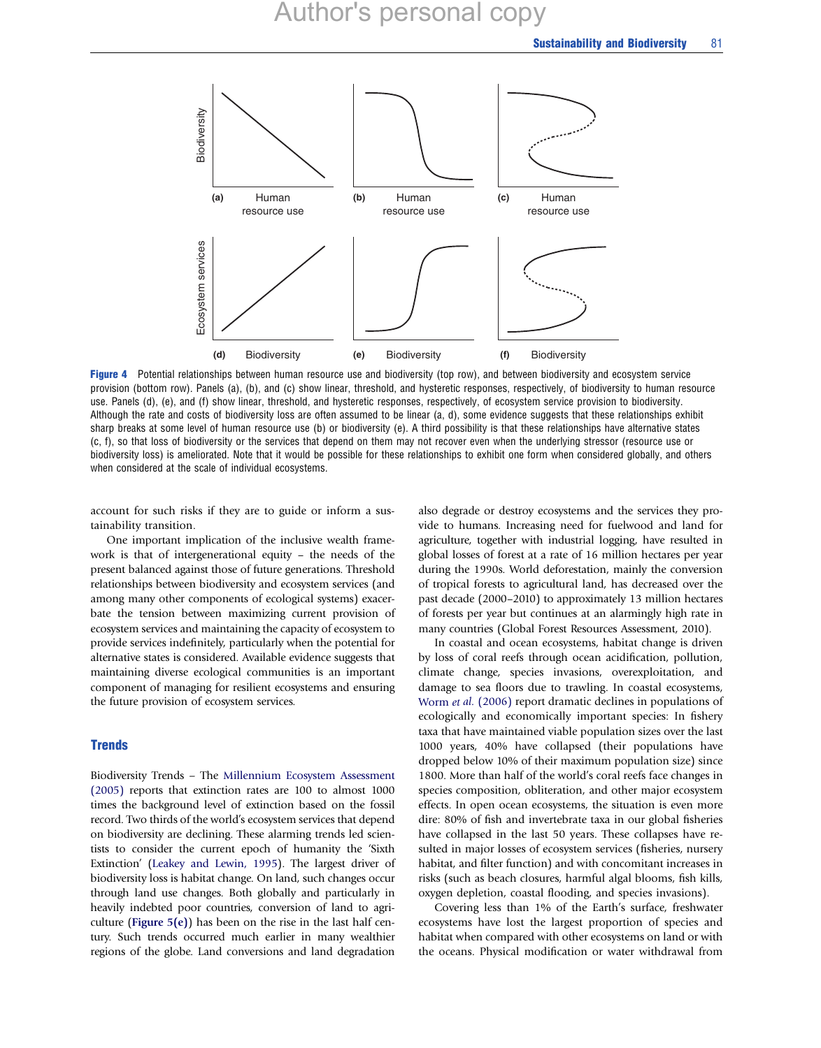Biodiversity

(a) Human resource use

(b) Human resource use

(c) Human resource use

Ecosystem services

(d) Biodiversity

(e) Biodiversity

(f) Biodiversity

**Figure 4** Potential relationships between human resource use and biodiversity (top row), and between biodiversity and ecosystem service provision (bottom row). Panels (a), (b), and (c) show linear, threshold, and hysteretic responses, respectively, of biodiversity to human resource use. Panels (d), (e), and (f) show linear, threshold, and hysteretic responses, respectively, of ecosystem service provision to biodiversity. Although the rate and costs of biodiversity loss are often assumed to be linear (a, d), some evidence suggests that these relationships exhibit sharp breaks at some level of human resource use (b) or biodiversity (e). A third possibility is that these relationships have alternative states (c, f), so that loss of biodiversity or the services that depend on them may not recover even when the underlying stressor (resource use or biodiversity loss) is ameliorated. Note that it would be possible for these relationships to exhibit one form when considered globally, and others when considered at the scale of individual ecosystems.

account for such risks if they are to guide or inform a sustainability transition.

One important implication of the inclusive wealth framework is that of intergenerational equity – the needs of the present balanced against those of future generations. Threshold relationships between biodiversity and ecosystem services (and among many other components of ecological systems) exacerbate the tension between maximizing current provision of ecosystem services and maintaining the capacity of ecosystem to provide services indefinitely, particularly when the potential for alternative states is considered. Available evidence suggests that maintaining diverse ecological communities is an important component of managing for resilient ecosystems and ensuring the future provision of ecosystem services.

## Trends

Biodiversity Trends – The Millennium Ecosystem Assessment (2005) reports that extinction rates are 100 to almost 1000 times the background level of extinction based on the fossil record. Two thirds of the world's ecosystem services that depend on biodiversity are declining. These alarming trends led scientists to consider the current epoch of humanity the 'Sixth Extinction' (Leakey and Lewin, 1995). The largest driver of biodiversity loss is habitat change. On land, such changes occur through land use changes. Both globally and particularly in heavily indebted poor countries, conversion of land to agriculture (**Figure 5(e)**) has been on the rise in the last half century. Such trends occurred much earlier in many wealthier regions of the globe. Land conversions and land degradation also degrade or destroy ecosystems and the services they provide to humans. Increasing need for fuelwood and land for agriculture, together with industrial logging, have resulted in global losses of forest at a rate of 16 million hectares per year during the 1990s. World deforestation, mainly the conversion of tropical forests to agricultural land, has decreased over the past decade (2000–2010) to approximately 13 million hectares of forests per year but continues at an alarmingly high rate in many countries (Global Forest Resources Assessment, 2010).

In coastal and ocean ecosystems, habitat change is driven by loss of coral reefs through ocean acidification, pollution, climate change, species invasions, overexploitation, and damage to sea floors due to trawling. In coastal ecosystems, Worm *et al.* (2006) report dramatic declines in populations of ecologically and economically important species: In fishery taxa that have maintained viable population sizes over the last 1000 years, 40% have collapsed (their populations have dropped below 10% of their maximum population size) since 1800. More than half of the world's coral reefs face changes in species composition, obliteration, and other major ecosystem effects. In open ocean ecosystems, the situation is even more dire: 80% of fish and invertebrate taxa in our global fisheries have collapsed in the last 50 years. These collapses have resulted in major losses of ecosystem services (fisheries, nursery habitat, and filter function) and with concomitant increases in risks (such as beach closures, harmful algal blooms, fish kills, oxygen depletion, coastal flooding, and species invasions).

Covering less than 1% of the Earth's surface, freshwater ecosystems have lost the largest proportion of species and habitat when compared with other ecosystems on land or with the oceans. Physical modification or water withdrawal from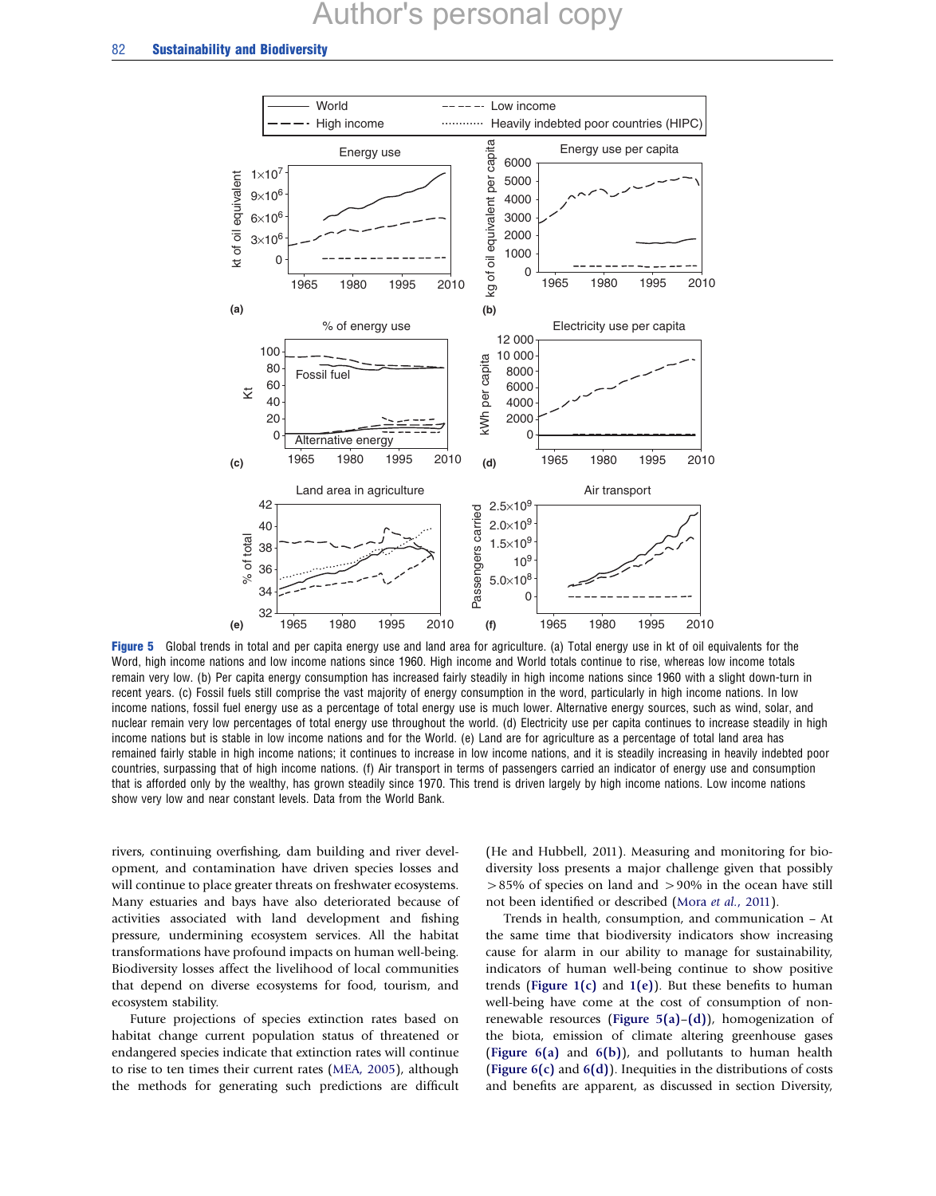World
High income
Low income
Heavily indebted poor countries (HIPC)

Energy use

kt of oil equivalent

$1\times10^7$
$9\times10^6$
$6\times10^6$
$3\times10^6$
0

1965 1980 1995 2010

(a)

Energy use per capita

kg of oil equivalent per capita

6000
5000
4000
3000
2000
1000
0

1965 1980 1995 2010

(b)

% of energy use

Kt

100
80
60
40
20
0

Fossil fuel

Alternative energy

1965 1980 1995 2010

(c)

Electricity use per capita

kWh per capita

12 000
10 000
8000
6000
4000
2000
0

1965 1980 1995 2010

(d)

Land area in agriculture

% of total

42
40
38
36
34
32

1965 1980 1995 2010

(e)

Air transport

Passengers carried

$2.5\times10^9$
$2.0\times10^9$
$1.5\times10^9$
$10^9$
$5.0\times10^8$
0

1965 1980 1995 2010

(f)

**Figure 5** Global trends in total and per capita energy use and land area for agriculture. (a) Total energy use in kt of oil equivalents for the Word, high income nations and low income nations since 1960. High income and World totals continue to rise, whereas low income totals remain very low. (b) Per capita energy consumption has increased fairly steadily in high income nations since 1960 with a slight down-turn in recent years. (c) Fossil fuels still comprise the vast majority of energy consumption in the word, particularly in high income nations. In low income nations, fossil fuel energy use as a percentage of total energy use is much lower. Alternative energy sources, such as wind, solar, and nuclear remain very low percentages of total energy use throughout the world. (d) Electricity use per capita continues to increase steadily in high income nations but is stable in low income nations and for the World. (e) Land are for agriculture as a percentage of total land area has remained fairly stable in high income nations; it continues to increase in low income nations, and it is steadily increasing in heavily indebted poor countries, surpassing that of high income nations. (f) Air transport in terms of passengers carried an indicator of energy use and consumption that is afforded only by the wealthy, has grown steadily since 1970. This trend is driven largely by high income nations. Low income nations show very low and near constant levels. Data from the World Bank.

rivers, continuing overfishing, dam building and river development, and contamination have driven species losses and will continue to place greater threats on freshwater ecosystems. Many estuaries and bays have also deteriorated because of activities associated with land development and fishing pressure, undermining ecosystem services. All the habitat transformations have profound impacts on human well-being. Biodiversity losses affect the livelihood of local communities that depend on diverse ecosystems for food, tourism, and ecosystem stability.

Future projections of species extinction rates based on habitat change current population status of threatened or endangered species indicate that extinction rates will continue to rise to ten times their current rates (MEA, 2005), although the methods for generating such predictions are difficult (He and Hubbell, 2011). Measuring and monitoring for biodiversity loss presents a major challenge given that possibly >85% of species on land and >90% in the ocean have still not been identified or described (Mora *et al.*, 2011).

Trends in health, consumption, and communication – At the same time that biodiversity indicators show increasing cause for alarm in our ability to manage for sustainability, indicators of human well-being continue to show positive trends (**Figure 1(c)** and **1(e)**). But these benefits to human well-being have come at the cost of consumption of nonrenewable resources (**Figure 5(a)–(d)**), homogenization of the biota, emission of climate altering greenhouse gases (**Figure 6(a)** and **6(b)**), and pollutants to human health (**Figure 6(c)** and **6(d)**). Inequities in the distributions of costs and benefits are apparent, as discussed in section Diversity,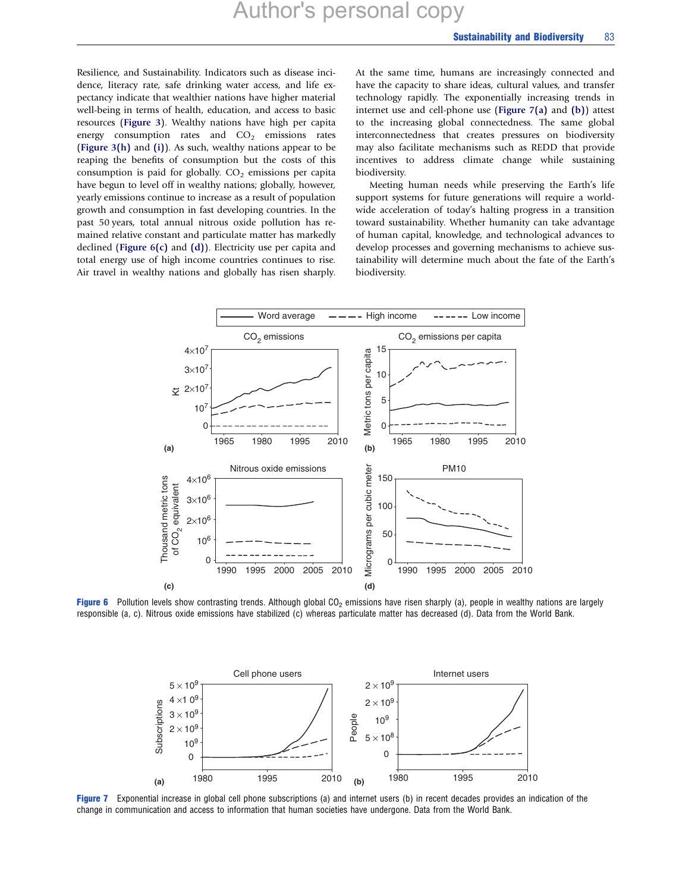Resilience, and Sustainability. Indicators such as disease incidence, literacy rate, safe drinking water access, and life expectancy indicate that wealthier nations have higher material well-being in terms of health, education, and access to basic resources (**Figure 3**). Wealthy nations have high per capita energy consumption rates and $CO_2$ emissions rates (**Figure 3(h)** and **(i)**). As such, wealthy nations appear to be reaping the benefits of consumption but the costs of this consumption is paid for globally. $CO_2$ emissions per capita have begun to level off in wealthy nations; globally, however, yearly emissions continue to increase as a result of population growth and consumption in fast developing countries. In the past 50 years, total annual nitrous oxide pollution has remained relative constant and particulate matter has markedly declined (**Figure 6(c)** and **(d)**). Electricity use per capita and total energy use of high income countries continues to rise. Air travel in wealthy nations and globally has risen sharply.

At the same time, humans are increasingly connected and have the capacity to share ideas, cultural values, and transfer technology rapidly. The exponentially increasing trends in internet use and cell-phone use (**Figure 7(a)** and **(b)**) attest to the increasing global connectedness. The same global interconnectedness that creates pressures on biodiversity may also facilitate mechanisms such as REDD that provide incentives to address climate change while sustaining biodiversity.

Meeting human needs while preserving the Earth's life support systems for future generations will require a worldwide acceleration of today's halting progress in a transition toward sustainability. Whether humanity can take advantage of human capital, knowledge, and technological advances to develop processes and governing mechanisms to achieve sustainability will determine much about the fate of the Earth's biodiversity.

Word average
High income
Low income

(a) $CO_2$ emissions
Kt
0
$10^7$
$2\times10^7$
$3\times10^7$
$4\times10^7$
1965 1980 1995 2010

(b) $CO_2$ emissions per capita
Metric tons per capita
0 5 10 15
1965 1980 1995 2010

(c) Nitrous oxide emissions
Thousand metric tons of $CO_2$ equivalent
0
$10^6$
$2\times10^6$
$3\times10^6$
$4\times10^6$
1990 1995 2000 2005 2010

(d) PM10
Micrograms per cubic meter
0 50 100 150
1990 1995 2000 2005 2010

**Figure 6** Pollution levels show contrasting trends. Although global $CO_2$ emissions have risen sharply (a), people in wealthy nations are largely responsible (a, c). Nitrous oxide emissions have stabilized (c) whereas particulate matter has decreased (d). Data from the World Bank.

(a) Cell phone users
Subscriptions
0
$10^9$
$2\times10^9$
$3\times10^9$
$4\times10^9$
$5\times10^9$
1980 1995 2010

(b) Internet users
People
0
$5\times10^8$
$10^9$
$2\times10^9$
$2\times10^9$
1980 1995 2010

**Figure 7** Exponential increase in global cell phone subscriptions (a) and internet users (b) in recent decades provides an indication of the change in communication and access to information that human societies have undergone. Data from the World Bank.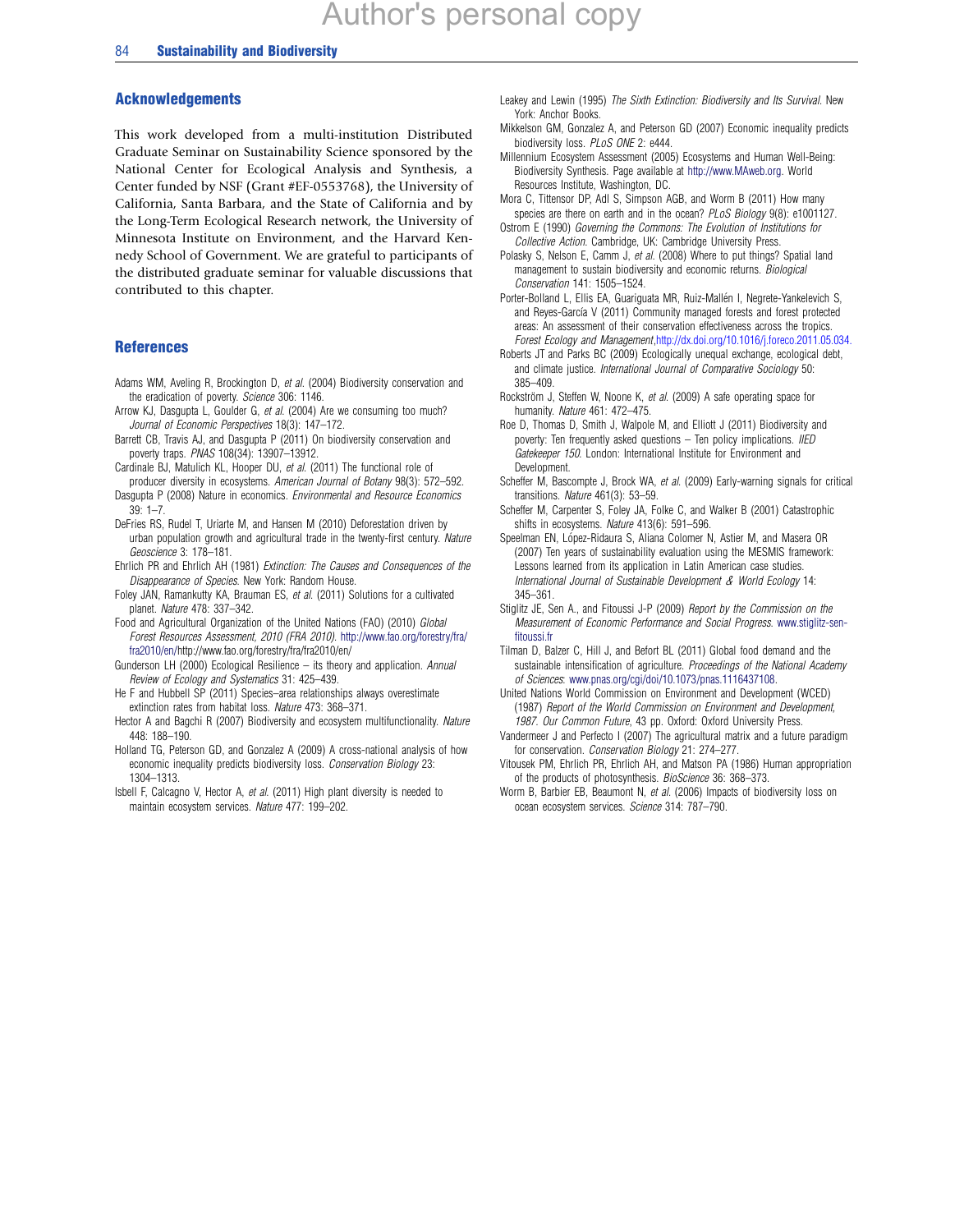## Acknowledgements

This work developed from a multi-institution Distributed Graduate Seminar on Sustainability Science sponsored by the National Center for Ecological Analysis and Synthesis, a Center funded by NSF (Grant #EF-0553768), the University of California, Santa Barbara, and the State of California and by the Long-Term Ecological Research network, the University of Minnesota Institute on Environment, and the Harvard Kennedy School of Government. We are grateful to participants of the distributed graduate seminar for valuable discussions that contributed to this chapter.

## References

Adams WM, Aveling R, Brockington D, *et al.* (2004) Biodiversity conservation and the eradication of poverty. *Science* 306: 1146.

Arrow KJ, Dasgupta L, Goulder G, *et al.* (2004) Are we consuming too much? *Journal of Economic Perspectives* 18(3): 147–172.

Barrett CB, Travis AJ, and Dasgupta P (2011) On biodiversity conservation and poverty traps. *PNAS* 108(34): 13907–13912.

Cardinale BJ, Matulich KL, Hooper DU, *et al.* (2011) The functional role of producer diversity in ecosystems. *American Journal of Botany* 98(3): 572–592.

Dasgupta P (2008) Nature in economics. *Environmental and Resource Economics* 39: 1–7.

DeFries RS, Rudel T, Uriarte M, and Hansen M (2010) Deforestation driven by urban population growth and agricultural trade in the twenty-first century. *Nature Geoscience* 3: 178–181.

Ehrlich PR and Ehrlich AH (1981) *Extinction: The Causes and Consequences of the Disappearance of Species*. New York: Random House.

Foley JAN, Ramankutty KA, Brauman ES, *et al.* (2011) Solutions for a cultivated planet. *Nature* 478: 337–342.

Food and Agricultural Organization of the United Nations (FAO) (2010) *Global Forest Resources Assessment, 2010 (FRA 2010)*. http://www.fao.org/forestry/fra/fra2010/en/http://www.fao.org/forestry/fra/fra2010/en/

Gunderson LH (2000) Ecological Resilience – its theory and application. *Annual Review of Ecology and Systematics* 31: 425–439.

He F and Hubbell SP (2011) Species–area relationships always overestimate extinction rates from habitat loss. *Nature* 473: 368–371.

Hector A and Bagchi R (2007) Biodiversity and ecosystem multifunctionality. *Nature* 448: 188–190.

Holland TG, Peterson GD, and Gonzalez A (2009) A cross-national analysis of how economic inequality predicts biodiversity loss. *Conservation Biology* 23: 1304–1313.

Isbell F, Calcagno V, Hector A, *et al.* (2011) High plant diversity is needed to maintain ecosystem services. *Nature* 477: 199–202.

Leakey and Lewin (1995) *The Sixth Extinction: Biodiversity and Its Survival*. New York: Anchor Books.

Mikkelson GM, Gonzalez A, and Peterson GD (2007) Economic inequality predicts biodiversity loss. *PLoS ONE* 2: e444.

Millennium Ecosystem Assessment (2005) Ecosystems and Human Well-Being: Biodiversity Synthesis. Page available at http://www.MAweb.org. World Resources Institute, Washington, DC.

Mora C, Tittensor DP, Adl S, Simpson AGB, and Worm B (2011) How many species are there on earth and in the ocean? *PLoS Biology* 9(8): e1001127.

Ostrom E (1990) *Governing the Commons: The Evolution of Institutions for Collective Action*. Cambridge, UK: Cambridge University Press.

Polasky S, Nelson E, Camm J, *et al.* (2008) Where to put things? Spatial land management to sustain biodiversity and economic returns. *Biological Conservation* 141: 1505–1524.

Porter-Bolland L, Ellis EA, Guariguata MR, Ruiz-Mallén I, Negrete-Yankelevich S, and Reyes-García V (2011) Community managed forests and forest protected areas: An assessment of their conservation effectiveness across the tropics. *Forest Ecology and Management*,http://dx.doi.org/10.1016/j.foreco.2011.05.034.

Roberts JT and Parks BC (2009) Ecologically unequal exchange, ecological debt, and climate justice. *International Journal of Comparative Sociology* 50: 385–409.

Rockström J, Steffen W, Noone K, *et al.* (2009) A safe operating space for humanity. *Nature* 461: 472–475.

Roe D, Thomas D, Smith J, Walpole M, and Elliott J (2011) Biodiversity and poverty: Ten frequently asked questions – Ten policy implications. *IIED Gatekeeper 150*. London: International Institute for Environment and Development.

Scheffer M, Bascompte J, Brock WA, *et al.* (2009) Early-warning signals for critical transitions. *Nature* 461(3): 53–59.

Scheffer M, Carpenter S, Foley JA, Folke C, and Walker B (2001) Catastrophic shifts in ecosystems. *Nature* 413(6): 591–596.

Speelman EN, López-Ridaura S, Aliana Colomer N, Astier M, and Masera OR (2007) Ten years of sustainability evaluation using the MESMIS framework: Lessons learned from its application in Latin American case studies. *International Journal of Sustainable Development & World Ecology* 14: 345–361.

Stiglitz JE, Sen A., and Fitoussi J-P (2009) *Report by the Commission on the Measurement of Economic Performance and Social Progress*. www.stiglitz-sen-fitoussi.fr

Tilman D, Balzer C, Hill J, and Befort BL (2011) Global food demand and the sustainable intensification of agriculture. *Proceedings of the National Academy of Sciences*: www.pnas.org/cgi/doi/10.1073/pnas.1116437108.

United Nations World Commission on Environment and Development (WCED) (1987) *Report of the World Commission on Environment and Development, 1987. Our Common Future*, 43 pp. Oxford: Oxford University Press.

Vandermeer J and Perfecto I (2007) The agricultural matrix and a future paradigm for conservation. *Conservation Biology* 21: 274–277.

Vitousek PM, Ehrlich PR, Ehrlich AH, and Matson PA (1986) Human appropriation of the products of photosynthesis. *BioScience* 36: 368–373.

Worm B, Barbier EB, Beaumont N, *et al.* (2006) Impacts of biodiversity loss on ocean ecosystem services. *Science* 314: 787–790.